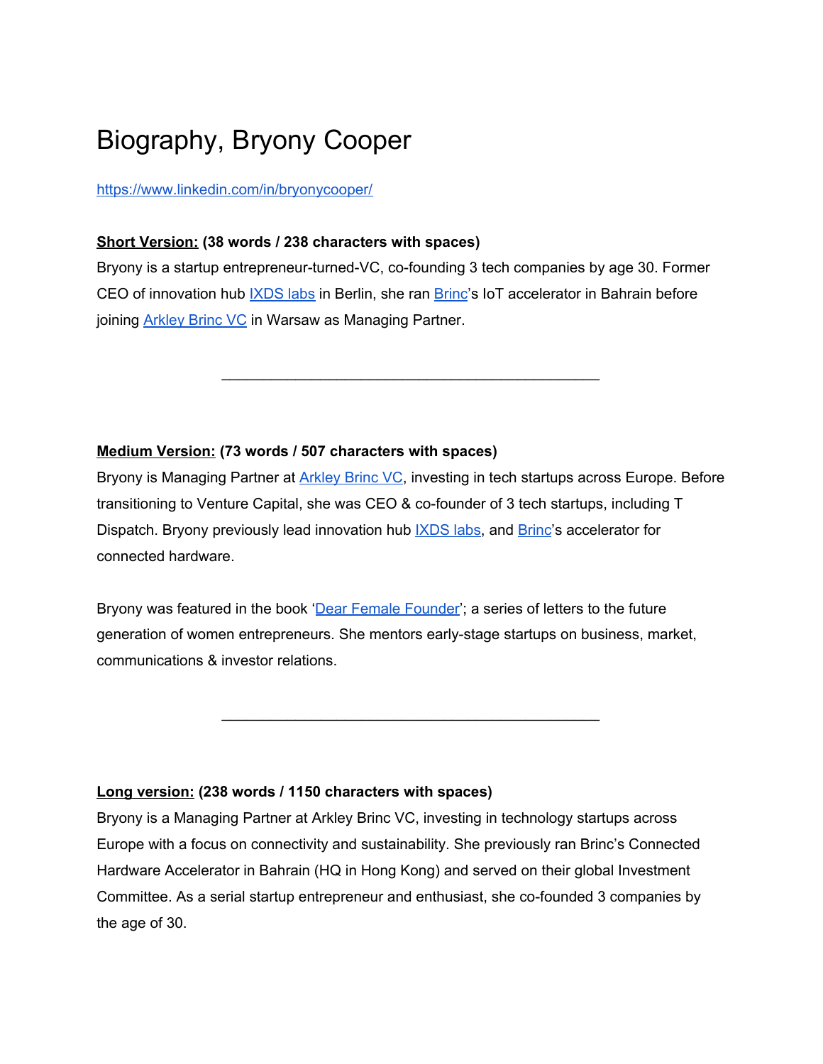# Biography, Bryony Cooper

[https://www.linkedin.com/in/bryonycooper/](https://www.linkedin.com/in/bryonycooper/)

**Short Version: (38 words / 238 characters with spaces)**

Bryony is a startup entrepreneur-turned-VC, co-founding 3 tech companies by age 30. Former CEO of innovation hub [IXDS labs](#) in Berlin, she ran [Brinc](#)'s IoT accelerator in Bahrain before joining [Arkley Brinc VC](#) in Warsaw as Managing Partner.

---

**Medium Version: (73 words / 507 characters with spaces)**

Bryony is Managing Partner at [Arkley Brinc VC](#), investing in tech startups across Europe. Before transitioning to Venture Capital, she was CEO & co-founder of 3 tech startups, including T Dispatch. Bryony previously lead innovation hub [IXDS labs](#), and [Brinc](#)'s accelerator for connected hardware.

Bryony was featured in the book '[Dear Female Founder](#)'; a series of letters to the future generation of women entrepreneurs. She mentors early-stage startups on business, market, communications & investor relations.

---

**Long version: (238 words / 1150 characters with spaces)**

Bryony is a Managing Partner at Arkley Brinc VC, investing in technology startups across Europe with a focus on connectivity and sustainability. She previously ran Brinc's Connected Hardware Accelerator in Bahrain (HQ in Hong Kong) and served on their global Investment Committee. As a serial startup entrepreneur and enthusiast, she co-founded 3 companies by the age of 30.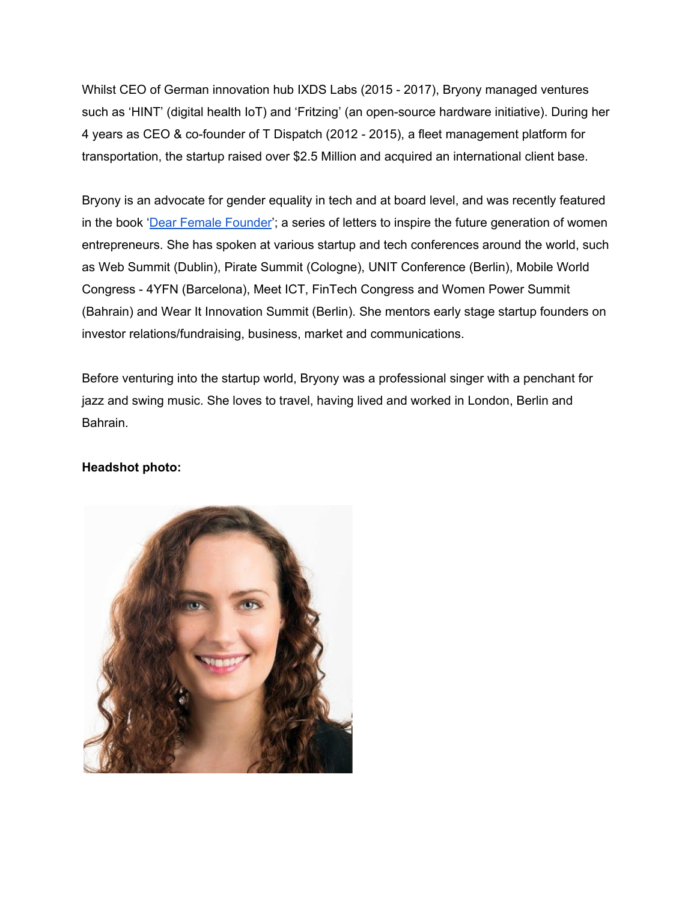Whilst CEO of German innovation hub IXDS Labs (2015 - 2017), Bryony managed ventures such as 'HINT' (digital health IoT) and 'Fritzing' (an open-source hardware initiative). During her 4 years as CEO & co-founder of T Dispatch (2012 - 2015), a fleet management platform for transportation, the startup raised over $2.5 Million and acquired an international client base.

Bryony is an advocate for gender equality in tech and at board level, and was recently featured in the book 'Dear Female Founder'; a series of letters to inspire the future generation of women entrepreneurs. She has spoken at various startup and tech conferences around the world, such as Web Summit (Dublin), Pirate Summit (Cologne), UNIT Conference (Berlin), Mobile World Congress - 4YFN (Barcelona), Meet ICT, FinTech Congress and Women Power Summit (Bahrain) and Wear It Innovation Summit (Berlin). She mentors early stage startup founders on investor relations/fundraising, business, market and communications.

Before venturing into the startup world, Bryony was a professional singer with a penchant for jazz and swing music. She loves to travel, having lived and worked in London, Berlin and Bahrain.

**Headshot photo:**